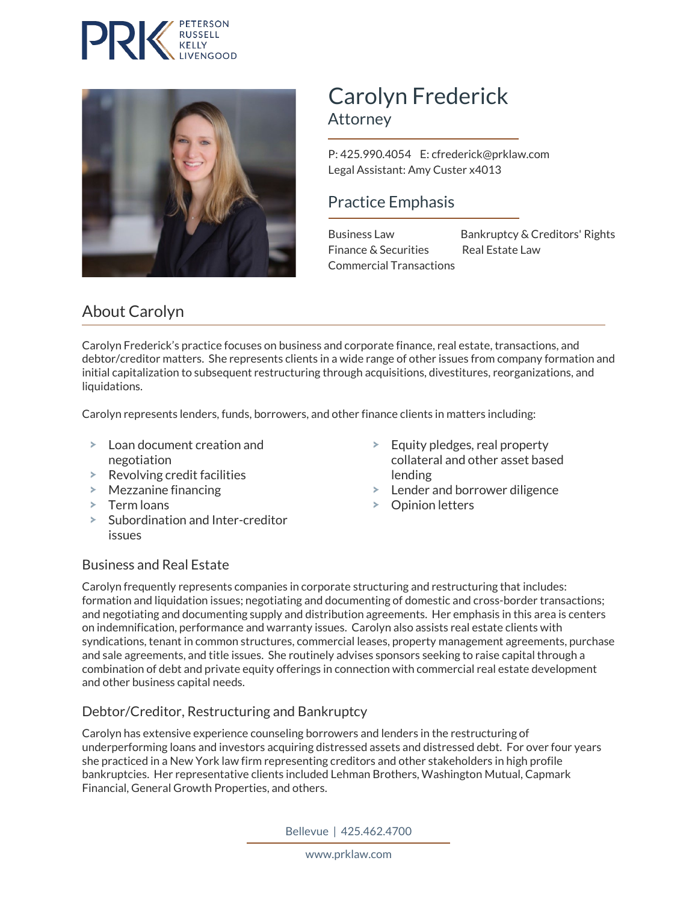PRK PETERSON RUSSELL KELLY LIVENGOOD

# Carolyn Frederick

## Attorney

P: 425.990.4054 E: cfrederick@prklaw.com
Legal Assistant: Amy Custer x4013

## Practice Emphasis

- Business Law
- Finance & Securities
- Commercial Transactions
- Bankruptcy & Creditors' Rights
- Real Estate Law

## About Carolyn

Carolyn Frederick's practice focuses on business and corporate finance, real estate, transactions, and debtor/creditor matters. She represents clients in a wide range of other issues from company formation and initial capitalization to subsequent restructuring through acquisitions, divestitures, reorganizations, and liquidations.

Carolyn represents lenders, funds, borrowers, and other finance clients in matters including:

- Loan document creation and negotiation
- Revolving credit facilities
- Mezzanine financing
- Term loans
- Subordination and Inter-creditor issues
- Equity pledges, real property collateral and other asset based lending
- Lender and borrower diligence
- Opinion letters

### Business and Real Estate

Carolyn frequently represents companies in corporate structuring and restructuring that includes: formation and liquidation issues; negotiating and documenting of domestic and cross-border transactions; and negotiating and documenting supply and distribution agreements. Her emphasis in this area is centers on indemnification, performance and warranty issues. Carolyn also assists real estate clients with syndications, tenant in common structures, commercial leases, property management agreements, purchase and sale agreements, and title issues. She routinely advises sponsors seeking to raise capital through a combination of debt and private equity offerings in connection with commercial real estate development and other business capital needs.

### Debtor/Creditor, Restructuring and Bankruptcy

Carolyn has extensive experience counseling borrowers and lenders in the restructuring of underperforming loans and investors acquiring distressed assets and distressed debt. For over four years she practiced in a New York law firm representing creditors and other stakeholders in high profile bankruptcies. Her representative clients included Lehman Brothers, Washington Mutual, Capmark Financial, General Growth Properties, and others.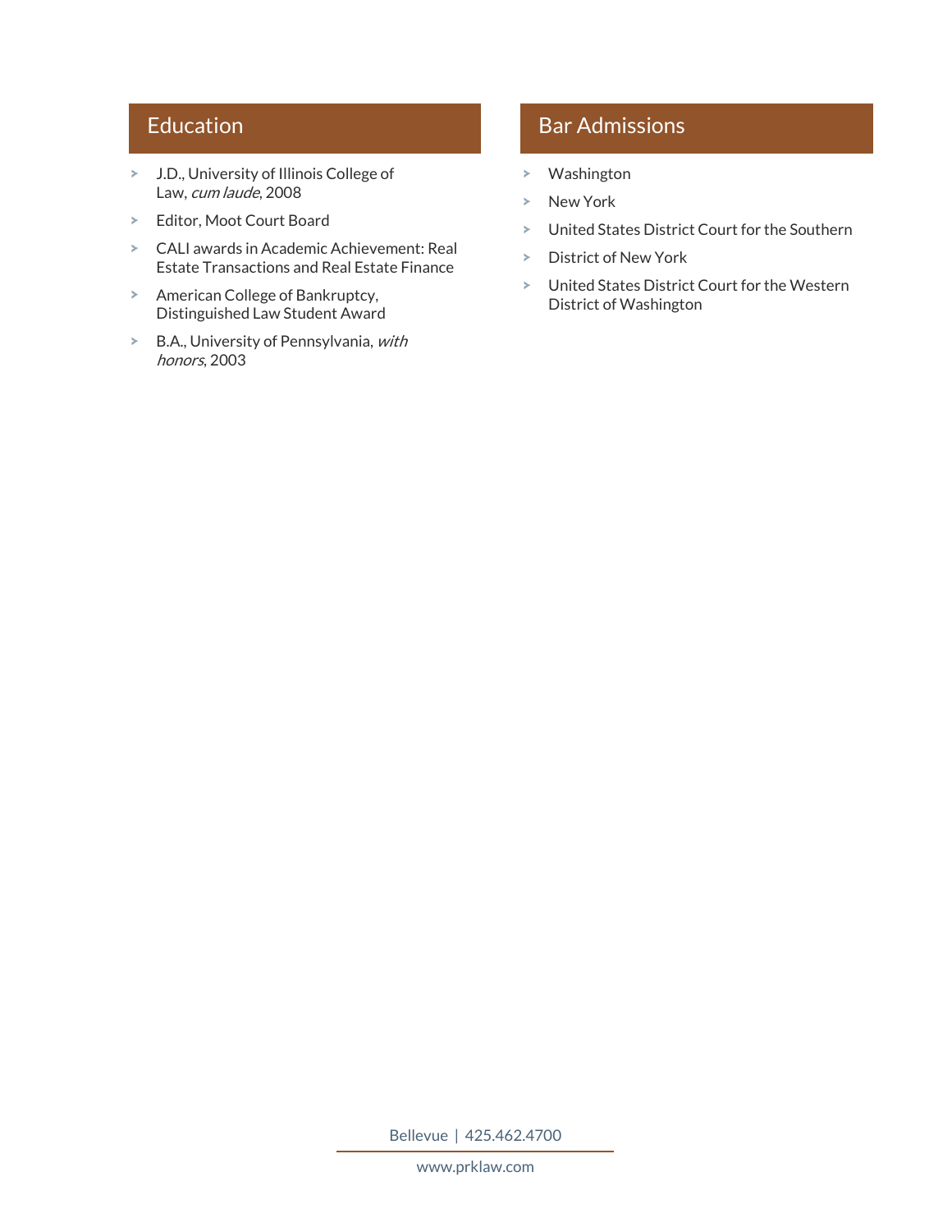## Education

- J.D., University of Illinois College of Law, *cum laude*, 2008
- Editor, Moot Court Board
- CALI awards in Academic Achievement: Real Estate Transactions and Real Estate Finance
- American College of Bankruptcy, Distinguished Law Student Award
- B.A., University of Pennsylvania, *with honors*, 2003

## Bar Admissions

- Washington
- New York
- United States District Court for the Southern
- District of New York
- United States District Court for the Western District of Washington

Bellevue | 425.462.4700

www.prklaw.com